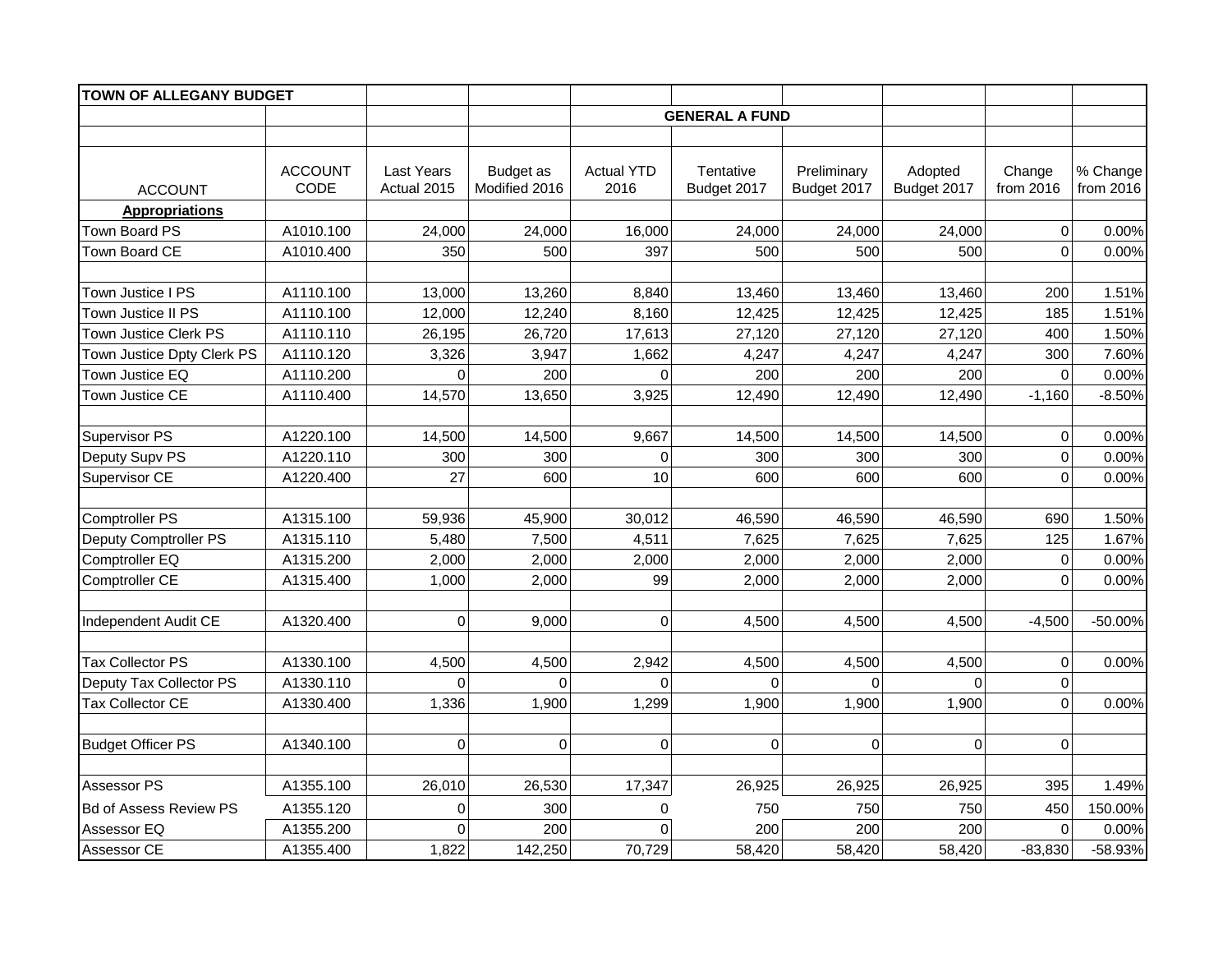| TOWN OF ALLEGANY BUDGET | | | | | | | | | |
|---|---|---|---|---|---|---|---|---|---|
| | | | | GENERAL A FUND | | | | | |
| | | | | | | | | | |
| ACCOUNT | ACCOUNT CODE | Last Years Actual 2015 | Budget as Modified 2016 | Actual YTD 2016 | Tentative Budget 2017 | Preliminary Budget 2017 | Adopted Budget 2017 | Change from 2016 | % Change from 2016 |
| **Appropriations** | | | | | | | | | |
| Town Board PS | A1010.100 | 24,000 | 24,000 | 16,000 | 24,000 | 24,000 | 24,000 | 0 | 0.00% |
| Town Board CE | A1010.400 | 350 | 500 | 397 | 500 | 500 | 500 | 0 | 0.00% |
| | | | | | | | | | |
| Town Justice I PS | A1110.100 | 13,000 | 13,260 | 8,840 | 13,460 | 13,460 | 13,460 | 200 | 1.51% |
| Town Justice II PS | A1110.100 | 12,000 | 12,240 | 8,160 | 12,425 | 12,425 | 12,425 | 185 | 1.51% |
| Town Justice Clerk PS | A1110.110 | 26,195 | 26,720 | 17,613 | 27,120 | 27,120 | 27,120 | 400 | 1.50% |
| Town Justice Dpty Clerk PS | A1110.120 | 3,326 | 3,947 | 1,662 | 4,247 | 4,247 | 4,247 | 300 | 7.60% |
| Town Justice EQ | A1110.200 | 0 | 200 | 0 | 200 | 200 | 200 | 0 | 0.00% |
| Town Justice CE | A1110.400 | 14,570 | 13,650 | 3,925 | 12,490 | 12,490 | 12,490 | -1,160 | -8.50% |
| | | | | | | | | | |
| Supervisor PS | A1220.100 | 14,500 | 14,500 | 9,667 | 14,500 | 14,500 | 14,500 | 0 | 0.00% |
| Deputy Supv PS | A1220.110 | 300 | 300 | 0 | 300 | 300 | 300 | 0 | 0.00% |
| Supervisor CE | A1220.400 | 27 | 600 | 10 | 600 | 600 | 600 | 0 | 0.00% |
| | | | | | | | | | |
| Comptroller PS | A1315.100 | 59,936 | 45,900 | 30,012 | 46,590 | 46,590 | 46,590 | 690 | 1.50% |
| Deputy Comptroller PS | A1315.110 | 5,480 | 7,500 | 4,511 | 7,625 | 7,625 | 7,625 | 125 | 1.67% |
| Comptroller EQ | A1315.200 | 2,000 | 2,000 | 2,000 | 2,000 | 2,000 | 2,000 | 0 | 0.00% |
| Comptroller CE | A1315.400 | 1,000 | 2,000 | 99 | 2,000 | 2,000 | 2,000 | 0 | 0.00% |
| | | | | | | | | | |
| Independent Audit CE | A1320.400 | 0 | 9,000 | 0 | 4,500 | 4,500 | 4,500 | -4,500 | -50.00% |
| | | | | | | | | | |
| Tax Collector PS | A1330.100 | 4,500 | 4,500 | 2,942 | 4,500 | 4,500 | 4,500 | 0 | 0.00% |
| Deputy Tax Collector PS | A1330.110 | 0 | 0 | 0 | 0 | 0 | 0 | 0 | |
| Tax Collector CE | A1330.400 | 1,336 | 1,900 | 1,299 | 1,900 | 1,900 | 1,900 | 0 | 0.00% |
| | | | | | | | | | |
| Budget Officer PS | A1340.100 | 0 | 0 | 0 | 0 | 0 | 0 | 0 | |
| | | | | | | | | | |
| Assessor PS | A1355.100 | 26,010 | 26,530 | 17,347 | 26,925 | 26,925 | 26,925 | 395 | 1.49% |
| Bd of Assess Review PS | A1355.120 | 0 | 300 | 0 | 750 | 750 | 750 | 450 | 150.00% |
| Assessor EQ | A1355.200 | 0 | 200 | 0 | 200 | 200 | 200 | 0 | 0.00% |
| Assessor CE | A1355.400 | 1,822 | 142,250 | 70,729 | 58,420 | 58,420 | 58,420 | -83,830 | -58.93% |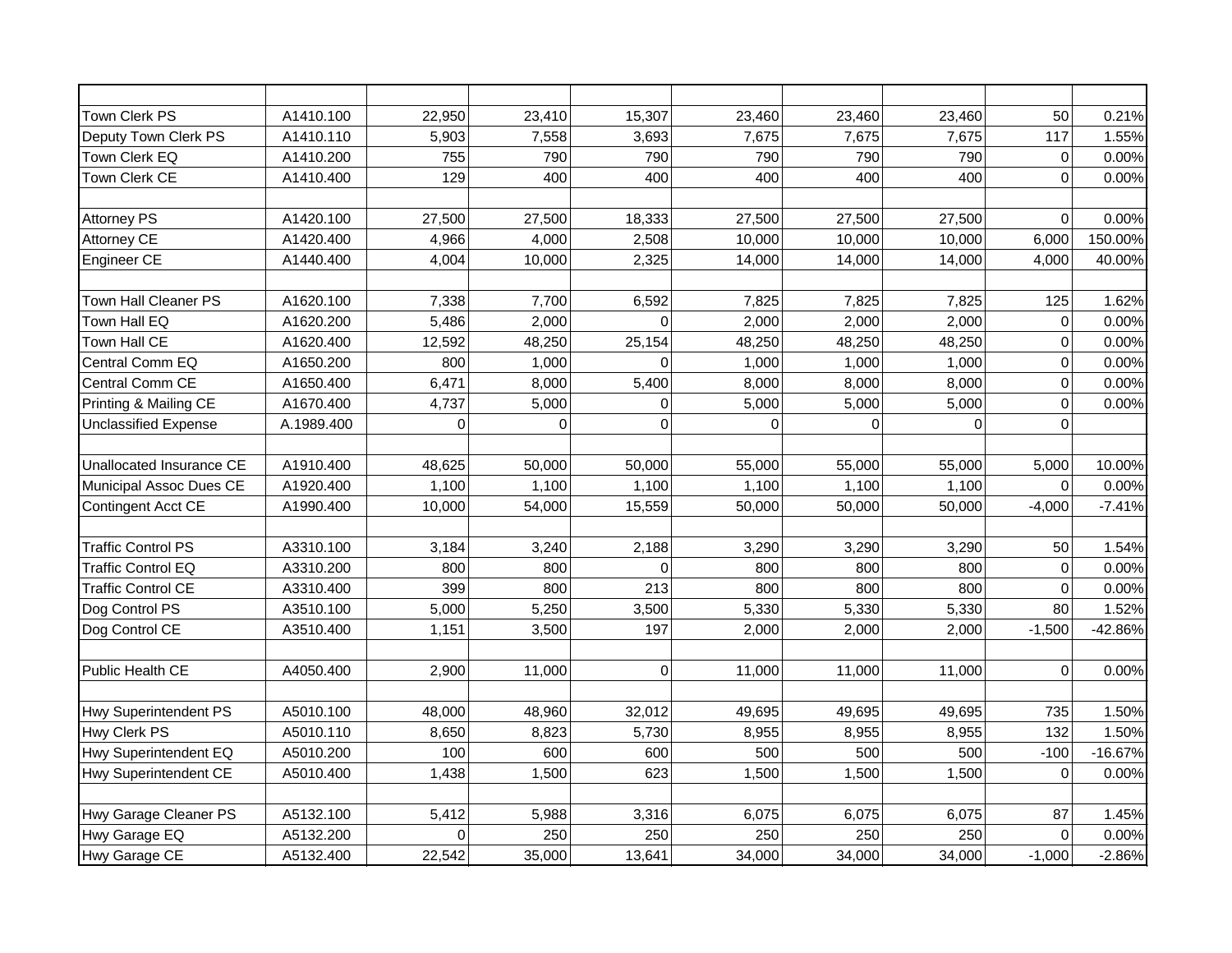| | | | | | | | | | |
|---|---|---|---|---|---|---|---|---|---|
| Town Clerk PS | A1410.100 | 22,950 | 23,410 | 15,307 | 23,460 | 23,460 | 23,460 | 50 | 0.21% |
| Deputy Town Clerk PS | A1410.110 | 5,903 | 7,558 | 3,693 | 7,675 | 7,675 | 7,675 | 117 | 1.55% |
| Town Clerk EQ | A1410.200 | 755 | 790 | 790 | 790 | 790 | 790 | 0 | 0.00% |
| Town Clerk CE | A1410.400 | 129 | 400 | 400 | 400 | 400 | 400 | 0 | 0.00% |
| | | | | | | | | | |
| Attorney PS | A1420.100 | 27,500 | 27,500 | 18,333 | 27,500 | 27,500 | 27,500 | 0 | 0.00% |
| Attorney CE | A1420.400 | 4,966 | 4,000 | 2,508 | 10,000 | 10,000 | 10,000 | 6,000 | 150.00% |
| Engineer CE | A1440.400 | 4,004 | 10,000 | 2,325 | 14,000 | 14,000 | 14,000 | 4,000 | 40.00% |
| | | | | | | | | | |
| Town Hall Cleaner PS | A1620.100 | 7,338 | 7,700 | 6,592 | 7,825 | 7,825 | 7,825 | 125 | 1.62% |
| Town Hall EQ | A1620.200 | 5,486 | 2,000 | 0 | 2,000 | 2,000 | 2,000 | 0 | 0.00% |
| Town Hall CE | A1620.400 | 12,592 | 48,250 | 25,154 | 48,250 | 48,250 | 48,250 | 0 | 0.00% |
| Central Comm EQ | A1650.200 | 800 | 1,000 | 0 | 1,000 | 1,000 | 1,000 | 0 | 0.00% |
| Central Comm CE | A1650.400 | 6,471 | 8,000 | 5,400 | 8,000 | 8,000 | 8,000 | 0 | 0.00% |
| Printing & Mailing CE | A1670.400 | 4,737 | 5,000 | 0 | 5,000 | 5,000 | 5,000 | 0 | 0.00% |
| Unclassified Expense | A.1989.400 | 0 | 0 | 0 | 0 | 0 | 0 | 0 | |
| | | | | | | | | | |
| Unallocated Insurance CE | A1910.400 | 48,625 | 50,000 | 50,000 | 55,000 | 55,000 | 55,000 | 5,000 | 10.00% |
| Municipal Assoc Dues CE | A1920.400 | 1,100 | 1,100 | 1,100 | 1,100 | 1,100 | 1,100 | 0 | 0.00% |
| Contingent Acct CE | A1990.400 | 10,000 | 54,000 | 15,559 | 50,000 | 50,000 | 50,000 | -4,000 | -7.41% |
| | | | | | | | | | |
| Traffic Control PS | A3310.100 | 3,184 | 3,240 | 2,188 | 3,290 | 3,290 | 3,290 | 50 | 1.54% |
| Traffic Control EQ | A3310.200 | 800 | 800 | 0 | 800 | 800 | 800 | 0 | 0.00% |
| Traffic Control CE | A3310.400 | 399 | 800 | 213 | 800 | 800 | 800 | 0 | 0.00% |
| Dog Control PS | A3510.100 | 5,000 | 5,250 | 3,500 | 5,330 | 5,330 | 5,330 | 80 | 1.52% |
| Dog Control CE | A3510.400 | 1,151 | 3,500 | 197 | 2,000 | 2,000 | 2,000 | -1,500 | -42.86% |
| | | | | | | | | | |
| Public Health CE | A4050.400 | 2,900 | 11,000 | 0 | 11,000 | 11,000 | 11,000 | 0 | 0.00% |
| | | | | | | | | | |
| Hwy Superintendent PS | A5010.100 | 48,000 | 48,960 | 32,012 | 49,695 | 49,695 | 49,695 | 735 | 1.50% |
| Hwy Clerk PS | A5010.110 | 8,650 | 8,823 | 5,730 | 8,955 | 8,955 | 8,955 | 132 | 1.50% |
| Hwy Superintendent EQ | A5010.200 | 100 | 600 | 600 | 500 | 500 | 500 | -100 | -16.67% |
| Hwy Superintendent CE | A5010.400 | 1,438 | 1,500 | 623 | 1,500 | 1,500 | 1,500 | 0 | 0.00% |
| | | | | | | | | | |
| Hwy Garage Cleaner PS | A5132.100 | 5,412 | 5,988 | 3,316 | 6,075 | 6,075 | 6,075 | 87 | 1.45% |
| Hwy Garage EQ | A5132.200 | 0 | 250 | 250 | 250 | 250 | 250 | 0 | 0.00% |
| Hwy Garage CE | A5132.400 | 22,542 | 35,000 | 13,641 | 34,000 | 34,000 | 34,000 | -1,000 | -2.86% |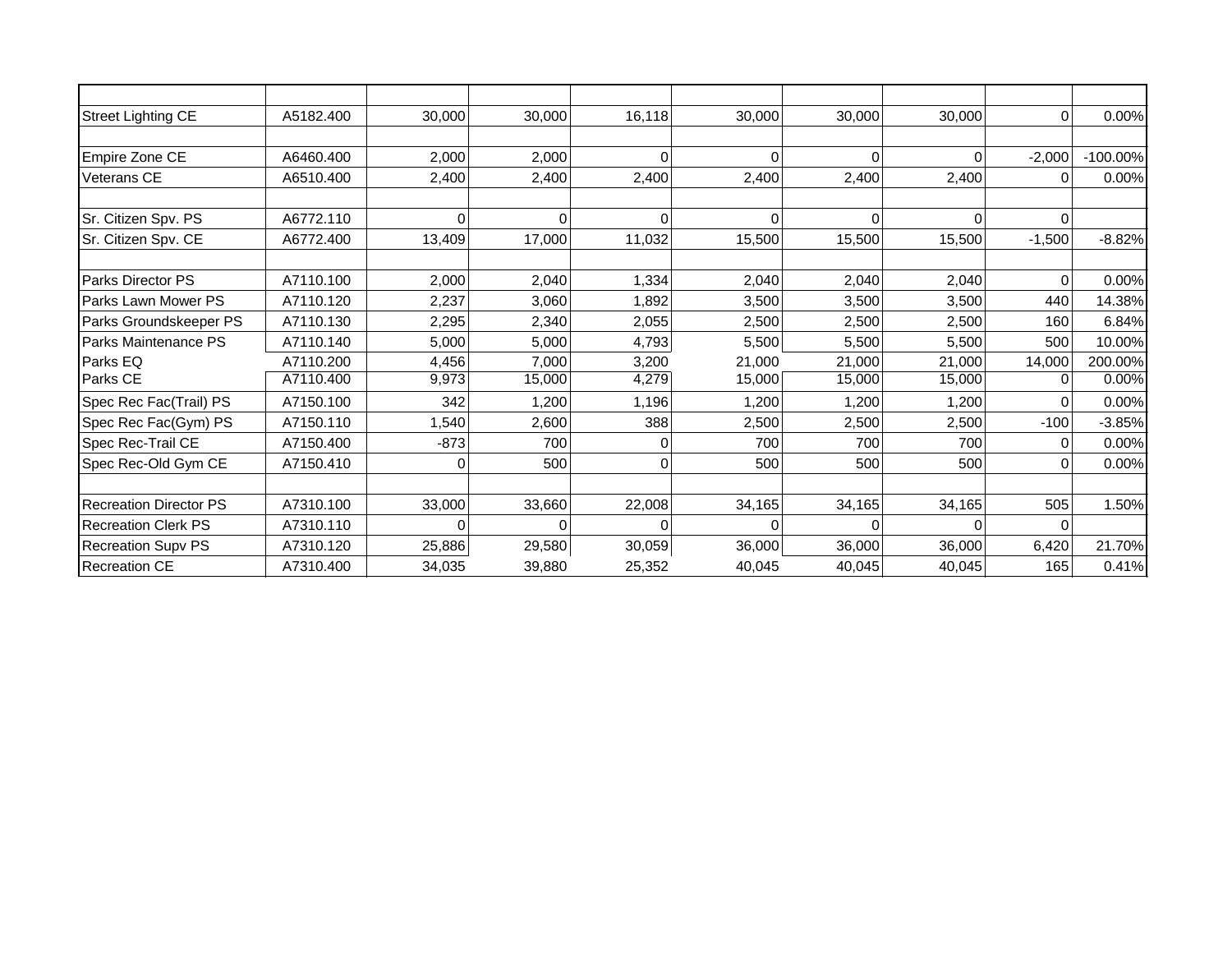| | | | | | | | | | |
|---|---|---|---|---|---|---|---|---|---|
| Street Lighting CE | A5182.400 | 30,000 | 30,000 | 16,118 | 30,000 | 30,000 | 30,000 | 0 | 0.00% |
| | | | | | | | | | |
| Empire Zone CE | A6460.400 | 2,000 | 2,000 | 0 | 0 | 0 | 0 | -2,000 | -100.00% |
| Veterans CE | A6510.400 | 2,400 | 2,400 | 2,400 | 2,400 | 2,400 | 2,400 | 0 | 0.00% |
| | | | | | | | | | |
| Sr. Citizen Spv. PS | A6772.110 | 0 | 0 | 0 | 0 | 0 | 0 | 0 | |
| Sr. Citizen Spv. CE | A6772.400 | 13,409 | 17,000 | 11,032 | 15,500 | 15,500 | 15,500 | -1,500 | -8.82% |
| | | | | | | | | | |
| Parks Director PS | A7110.100 | 2,000 | 2,040 | 1,334 | 2,040 | 2,040 | 2,040 | 0 | 0.00% |
| Parks Lawn Mower PS | A7110.120 | 2,237 | 3,060 | 1,892 | 3,500 | 3,500 | 3,500 | 440 | 14.38% |
| Parks Groundskeeper PS | A7110.130 | 2,295 | 2,340 | 2,055 | 2,500 | 2,500 | 2,500 | 160 | 6.84% |
| Parks Maintenance PS | A7110.140 | 5,000 | 5,000 | 4,793 | 5,500 | 5,500 | 5,500 | 500 | 10.00% |
| Parks EQ | A7110.200 | 4,456 | 7,000 | 3,200 | 21,000 | 21,000 | 21,000 | 14,000 | 200.00% |
| Parks CE | A7110.400 | 9,973 | 15,000 | 4,279 | 15,000 | 15,000 | 15,000 | 0 | 0.00% |
| Spec Rec Fac(Trail) PS | A7150.100 | 342 | 1,200 | 1,196 | 1,200 | 1,200 | 1,200 | 0 | 0.00% |
| Spec Rec Fac(Gym) PS | A7150.110 | 1,540 | 2,600 | 388 | 2,500 | 2,500 | 2,500 | -100 | -3.85% |
| Spec Rec-Trail CE | A7150.400 | -873 | 700 | 0 | 700 | 700 | 700 | 0 | 0.00% |
| Spec Rec-Old Gym CE | A7150.410 | 0 | 500 | 0 | 500 | 500 | 500 | 0 | 0.00% |
| | | | | | | | | | |
| Recreation Director PS | A7310.100 | 33,000 | 33,660 | 22,008 | 34,165 | 34,165 | 34,165 | 505 | 1.50% |
| Recreation Clerk PS | A7310.110 | 0 | 0 | 0 | 0 | 0 | 0 | 0 | |
| Recreation Supv PS | A7310.120 | 25,886 | 29,580 | 30,059 | 36,000 | 36,000 | 36,000 | 6,420 | 21.70% |
| Recreation CE | A7310.400 | 34,035 | 39,880 | 25,352 | 40,045 | 40,045 | 40,045 | 165 | 0.41% |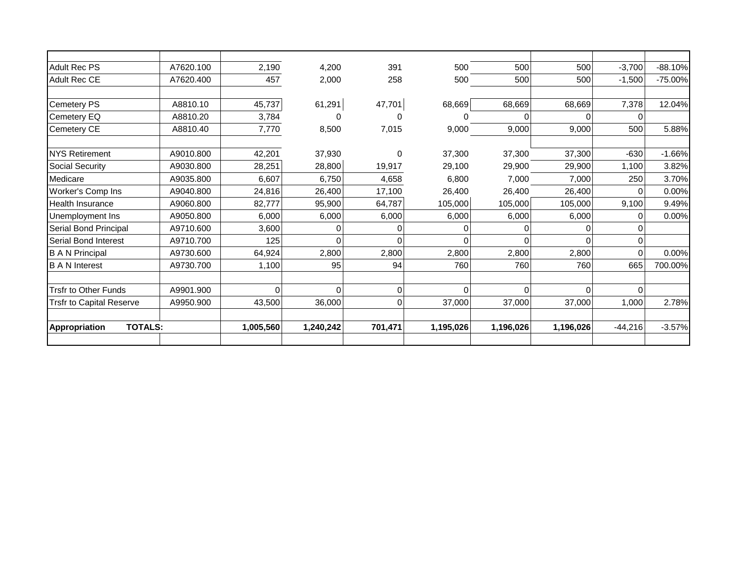| | | | | | | | | | |
|---|---|---|---|---|---|---|---|---|---|
| Adult Rec PS | A7620.100 | 2,190 | 4,200 | 391 | 500 | 500 | 500 | -3,700 | -88.10% |
| Adult Rec CE | A7620.400 | 457 | 2,000 | 258 | 500 | 500 | 500 | -1,500 | -75.00% |
| | | | | | | | | | |
| Cemetery PS | A8810.10 | 45,737 | 61,291 | 47,701 | 68,669 | 68,669 | 68,669 | 7,378 | 12.04% |
| Cemetery EQ | A8810.20 | 3,784 | 0 | 0 | 0 | 0 | 0 | 0 | |
| Cemetery CE | A8810.40 | 7,770 | 8,500 | 7,015 | 9,000 | 9,000 | 9,000 | 500 | 5.88% |
| | | | | | | | | | |
| NYS Retirement | A9010.800 | 42,201 | 37,930 | 0 | 37,300 | 37,300 | 37,300 | -630 | -1.66% |
| Social Security | A9030.800 | 28,251 | 28,800 | 19,917 | 29,100 | 29,900 | 29,900 | 1,100 | 3.82% |
| Medicare | A9035.800 | 6,607 | 6,750 | 4,658 | 6,800 | 7,000 | 7,000 | 250 | 3.70% |
| Worker's Comp Ins | A9040.800 | 24,816 | 26,400 | 17,100 | 26,400 | 26,400 | 26,400 | 0 | 0.00% |
| Health Insurance | A9060.800 | 82,777 | 95,900 | 64,787 | 105,000 | 105,000 | 105,000 | 9,100 | 9.49% |
| Unemployment Ins | A9050.800 | 6,000 | 6,000 | 6,000 | 6,000 | 6,000 | 6,000 | 0 | 0.00% |
| Serial Bond Principal | A9710.600 | 3,600 | 0 | 0 | 0 | 0 | 0 | 0 | |
| Serial Bond Interest | A9710.700 | 125 | 0 | 0 | 0 | 0 | 0 | 0 | |
| B A N Principal | A9730.600 | 64,924 | 2,800 | 2,800 | 2,800 | 2,800 | 2,800 | 0 | 0.00% |
| B A N Interest | A9730.700 | 1,100 | 95 | 94 | 760 | 760 | 760 | 665 | 700.00% |
| | | | | | | | | | |
| Trsfr to Other Funds | A9901.900 | 0 | 0 | 0 | 0 | 0 | 0 | 0 | |
| Trsfr to Capital Reserve | A9950.900 | 43,500 | 36,000 | 0 | 37,000 | 37,000 | 37,000 | 1,000 | 2.78% |
| | | | | | | | | | |
| **Appropriation TOTALS:** | | **1,005,560** | **1,240,242** | **701,471** | **1,195,026** | **1,196,026** | **1,196,026** | -44,216 | -3.57% |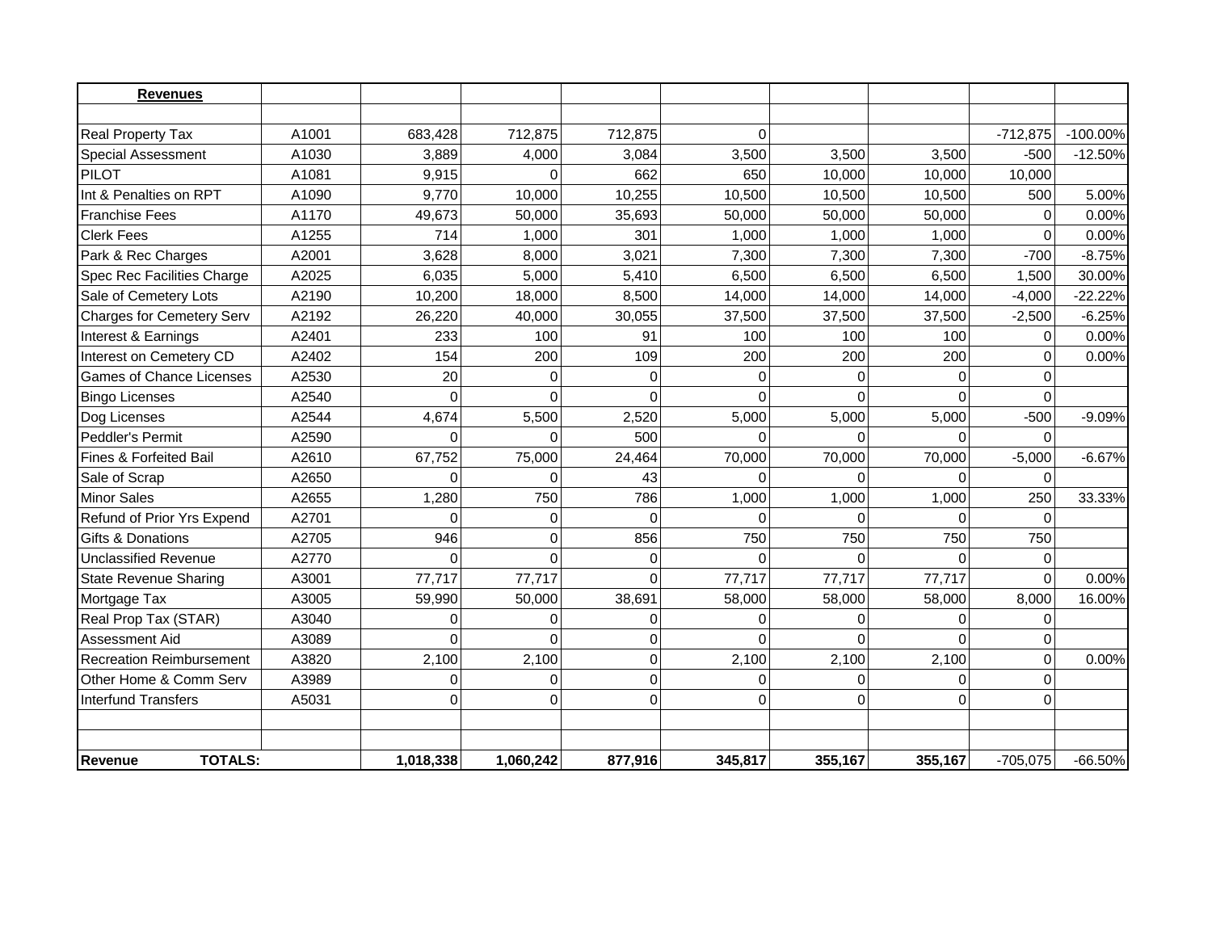| **Revenues** | | | | | | | | | |
|---|---|---|---|---|---|---|---|---|---|
| | | | | | | | | | |
| Real Property Tax | A1001 | 683,428 | 712,875 | 712,875 | 0 | | | -712,875 | -100.00% |
| Special Assessment | A1030 | 3,889 | 4,000 | 3,084 | 3,500 | 3,500 | 3,500 | -500 | -12.50% |
| PILOT | A1081 | 9,915 | 0 | 662 | 650 | 10,000 | 10,000 | 10,000 | |
| Int & Penalties on RPT | A1090 | 9,770 | 10,000 | 10,255 | 10,500 | 10,500 | 10,500 | 500 | 5.00% |
| Franchise Fees | A1170 | 49,673 | 50,000 | 35,693 | 50,000 | 50,000 | 50,000 | 0 | 0.00% |
| Clerk Fees | A1255 | 714 | 1,000 | 301 | 1,000 | 1,000 | 1,000 | 0 | 0.00% |
| Park & Rec Charges | A2001 | 3,628 | 8,000 | 3,021 | 7,300 | 7,300 | 7,300 | -700 | -8.75% |
| Spec Rec Facilities Charge | A2025 | 6,035 | 5,000 | 5,410 | 6,500 | 6,500 | 6,500 | 1,500 | 30.00% |
| Sale of Cemetery Lots | A2190 | 10,200 | 18,000 | 8,500 | 14,000 | 14,000 | 14,000 | -4,000 | -22.22% |
| Charges for Cemetery Serv | A2192 | 26,220 | 40,000 | 30,055 | 37,500 | 37,500 | 37,500 | -2,500 | -6.25% |
| Interest & Earnings | A2401 | 233 | 100 | 91 | 100 | 100 | 100 | 0 | 0.00% |
| Interest on Cemetery CD | A2402 | 154 | 200 | 109 | 200 | 200 | 200 | 0 | 0.00% |
| Games of Chance Licenses | A2530 | 20 | 0 | 0 | 0 | 0 | 0 | 0 | |
| Bingo Licenses | A2540 | 0 | 0 | 0 | 0 | 0 | 0 | 0 | |
| Dog Licenses | A2544 | 4,674 | 5,500 | 2,520 | 5,000 | 5,000 | 5,000 | -500 | -9.09% |
| Peddler's Permit | A2590 | 0 | 0 | 500 | 0 | 0 | 0 | 0 | |
| Fines & Forfeited Bail | A2610 | 67,752 | 75,000 | 24,464 | 70,000 | 70,000 | 70,000 | -5,000 | -6.67% |
| Sale of Scrap | A2650 | 0 | 0 | 43 | 0 | 0 | 0 | 0 | |
| Minor Sales | A2655 | 1,280 | 750 | 786 | 1,000 | 1,000 | 1,000 | 250 | 33.33% |
| Refund of Prior Yrs Expend | A2701 | 0 | 0 | 0 | 0 | 0 | 0 | 0 | |
| Gifts & Donations | A2705 | 946 | 0 | 856 | 750 | 750 | 750 | 750 | |
| Unclassified Revenue | A2770 | 0 | 0 | 0 | 0 | 0 | 0 | 0 | |
| State Revenue Sharing | A3001 | 77,717 | 77,717 | 0 | 77,717 | 77,717 | 77,717 | 0 | 0.00% |
| Mortgage Tax | A3005 | 59,990 | 50,000 | 38,691 | 58,000 | 58,000 | 58,000 | 8,000 | 16.00% |
| Real Prop Tax (STAR) | A3040 | 0 | 0 | 0 | 0 | 0 | 0 | 0 | |
| Assessment Aid | A3089 | 0 | 0 | 0 | 0 | 0 | 0 | 0 | |
| Recreation Reimbursement | A3820 | 2,100 | 2,100 | 0 | 2,100 | 2,100 | 2,100 | 0 | 0.00% |
| Other Home & Comm Serv | A3989 | 0 | 0 | 0 | 0 | 0 | 0 | 0 | |
| Interfund Transfers | A5031 | 0 | 0 | 0 | 0 | 0 | 0 | 0 | |
| | | | | | | | | | |
| | | | | | | | | | |
| **Revenue TOTALS:** | | **1,018,338** | **1,060,242** | **877,916** | **345,817** | **355,167** | **355,167** | -705,075 | -66.50% |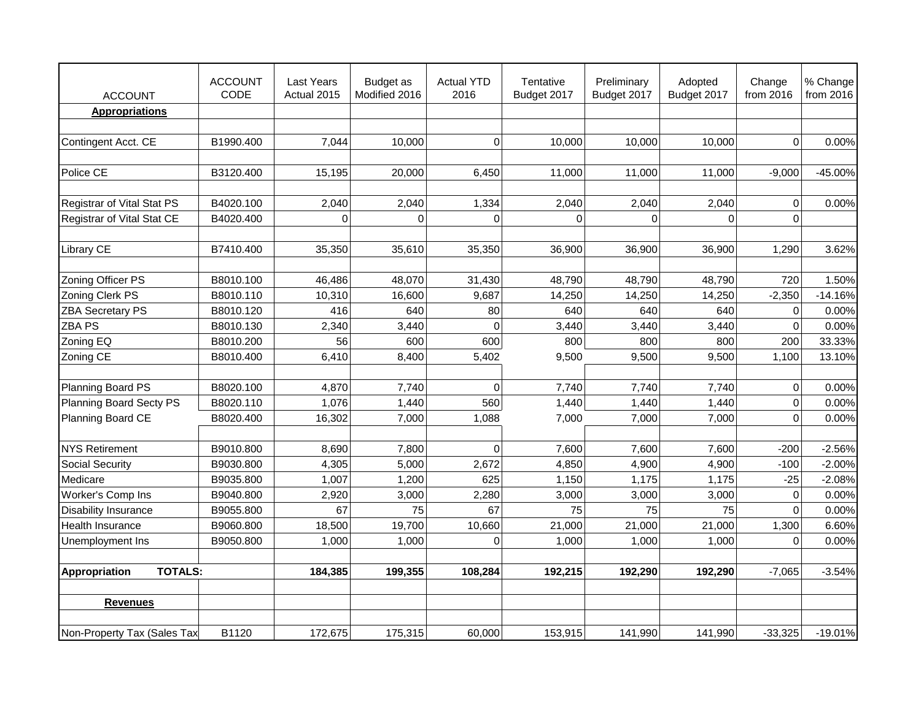| ACCOUNT | ACCOUNT CODE | Last Years Actual 2015 | Budget as Modified 2016 | Actual YTD 2016 | Tentative Budget 2017 | Preliminary Budget 2017 | Adopted Budget 2017 | Change from 2016 | % Change from 2016 |
|---|---|---|---|---|---|---|---|---|---|
| **Appropriations** | | | | | | | | | |
| | | | | | | | | | |
| Contingent Acct. CE | B1990.400 | 7,044 | 10,000 | 0 | 10,000 | 10,000 | 10,000 | 0 | 0.00% |
| | | | | | | | | | |
| Police CE | B3120.400 | 15,195 | 20,000 | 6,450 | 11,000 | 11,000 | 11,000 | -9,000 | -45.00% |
| | | | | | | | | | |
| Registrar of Vital Stat PS | B4020.100 | 2,040 | 2,040 | 1,334 | 2,040 | 2,040 | 2,040 | 0 | 0.00% |
| Registrar of Vital Stat CE | B4020.400 | 0 | 0 | 0 | 0 | 0 | 0 | 0 | |
| | | | | | | | | | |
| Library CE | B7410.400 | 35,350 | 35,610 | 35,350 | 36,900 | 36,900 | 36,900 | 1,290 | 3.62% |
| | | | | | | | | | |
| Zoning Officer PS | B8010.100 | 46,486 | 48,070 | 31,430 | 48,790 | 48,790 | 48,790 | 720 | 1.50% |
| Zoning Clerk PS | B8010.110 | 10,310 | 16,600 | 9,687 | 14,250 | 14,250 | 14,250 | -2,350 | -14.16% |
| ZBA Secretary PS | B8010.120 | 416 | 640 | 80 | 640 | 640 | 640 | 0 | 0.00% |
| ZBA PS | B8010.130 | 2,340 | 3,440 | 0 | 3,440 | 3,440 | 3,440 | 0 | 0.00% |
| Zoning EQ | B8010.200 | 56 | 600 | 600 | 800 | 800 | 800 | 200 | 33.33% |
| Zoning CE | B8010.400 | 6,410 | 8,400 | 5,402 | 9,500 | 9,500 | 9,500 | 1,100 | 13.10% |
| | | | | | | | | | |
| Planning Board PS | B8020.100 | 4,870 | 7,740 | 0 | 7,740 | 7,740 | 7,740 | 0 | 0.00% |
| Planning Board Secty PS | B8020.110 | 1,076 | 1,440 | 560 | 1,440 | 1,440 | 1,440 | 0 | 0.00% |
| Planning Board CE | B8020.400 | 16,302 | 7,000 | 1,088 | 7,000 | 7,000 | 7,000 | 0 | 0.00% |
| | | | | | | | | | |
| NYS Retirement | B9010.800 | 8,690 | 7,800 | 0 | 7,600 | 7,600 | 7,600 | -200 | -2.56% |
| Social Security | B9030.800 | 4,305 | 5,000 | 2,672 | 4,850 | 4,900 | 4,900 | -100 | -2.00% |
| Medicare | B9035.800 | 1,007 | 1,200 | 625 | 1,150 | 1,175 | 1,175 | -25 | -2.08% |
| Worker's Comp Ins | B9040.800 | 2,920 | 3,000 | 2,280 | 3,000 | 3,000 | 3,000 | 0 | 0.00% |
| Disability Insurance | B9055.800 | 67 | 75 | 67 | 75 | 75 | 75 | 0 | 0.00% |
| Health Insurance | B9060.800 | 18,500 | 19,700 | 10,660 | 21,000 | 21,000 | 21,000 | 1,300 | 6.60% |
| Unemployment Ins | B9050.800 | 1,000 | 1,000 | 0 | 1,000 | 1,000 | 1,000 | 0 | 0.00% |
| | | | | | | | | | |
| **Appropriation TOTALS:** | | **184,385** | **199,355** | **108,284** | **192,215** | **192,290** | **192,290** | -7,065 | -3.54% |
| | | | | | | | | | |
| **Revenues** | | | | | | | | | |
| | | | | | | | | | |
| Non-Property Tax (Sales Tax | B1120 | 172,675 | 175,315 | 60,000 | 153,915 | 141,990 | 141,990 | -33,325 | -19.01% |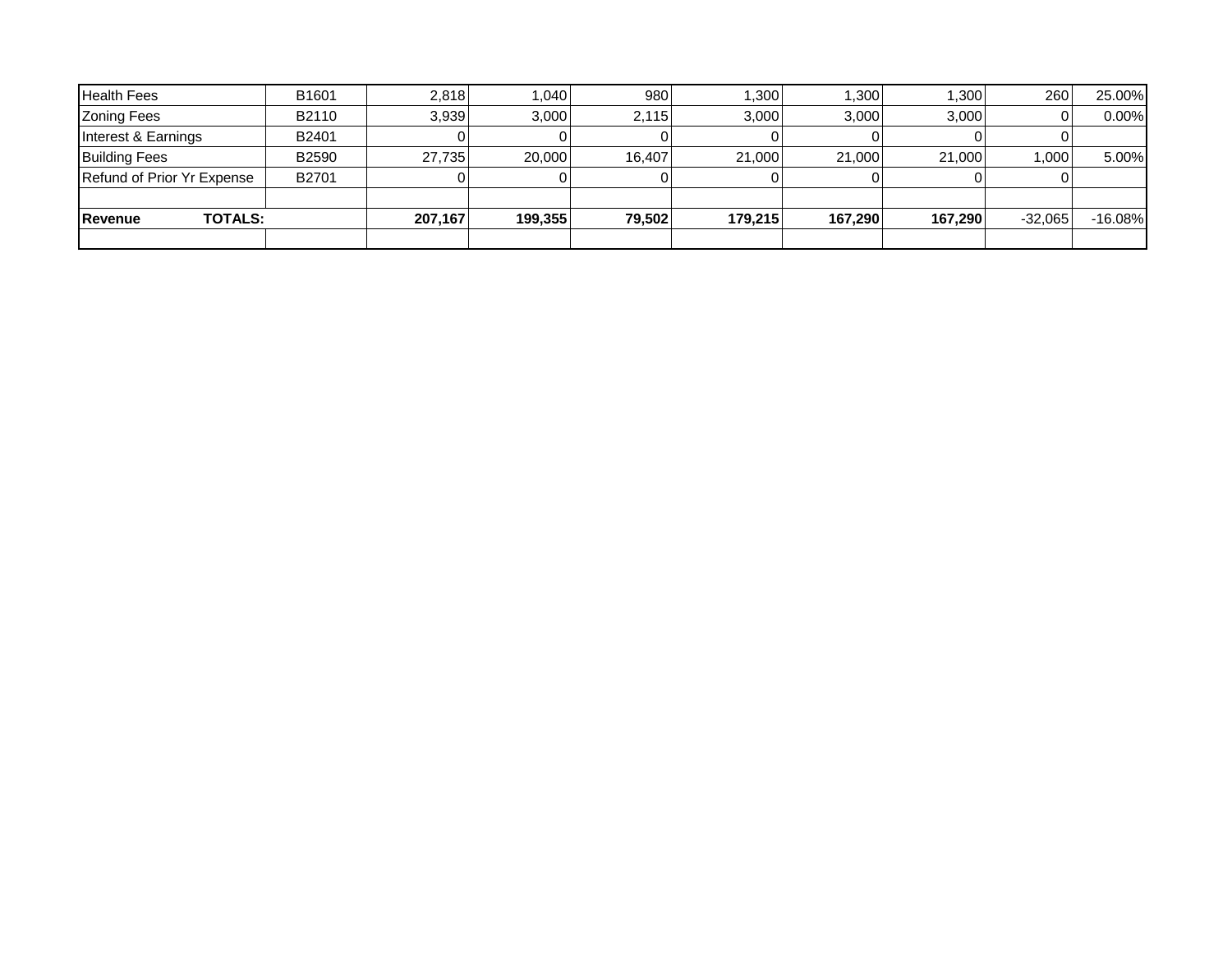| Health Fees | B1601 | 2,818 | 1,040 | 980 | 1,300 | 1,300 | 1,300 | 260 | 25.00% |
|---|---|---|---|---|---|---|---|---|---|
| Zoning Fees | B2110 | 3,939 | 3,000 | 2,115 | 3,000 | 3,000 | 3,000 | 0 | 0.00% |
| Interest & Earnings | B2401 | 0 | 0 | 0 | 0 | 0 | 0 | 0 | |
| Building Fees | B2590 | 27,735 | 20,000 | 16,407 | 21,000 | 21,000 | 21,000 | 1,000 | 5.00% |
| Refund of Prior Yr Expense | B2701 | 0 | 0 | 0 | 0 | 0 | 0 | 0 | |
| | | | | | | | | | |
| **Revenue TOTALS:** | | **207,167** | **199,355** | **79,502** | **179,215** | **167,290** | **167,290** | -32,065 | -16.08% |
| | | | | | | | | | |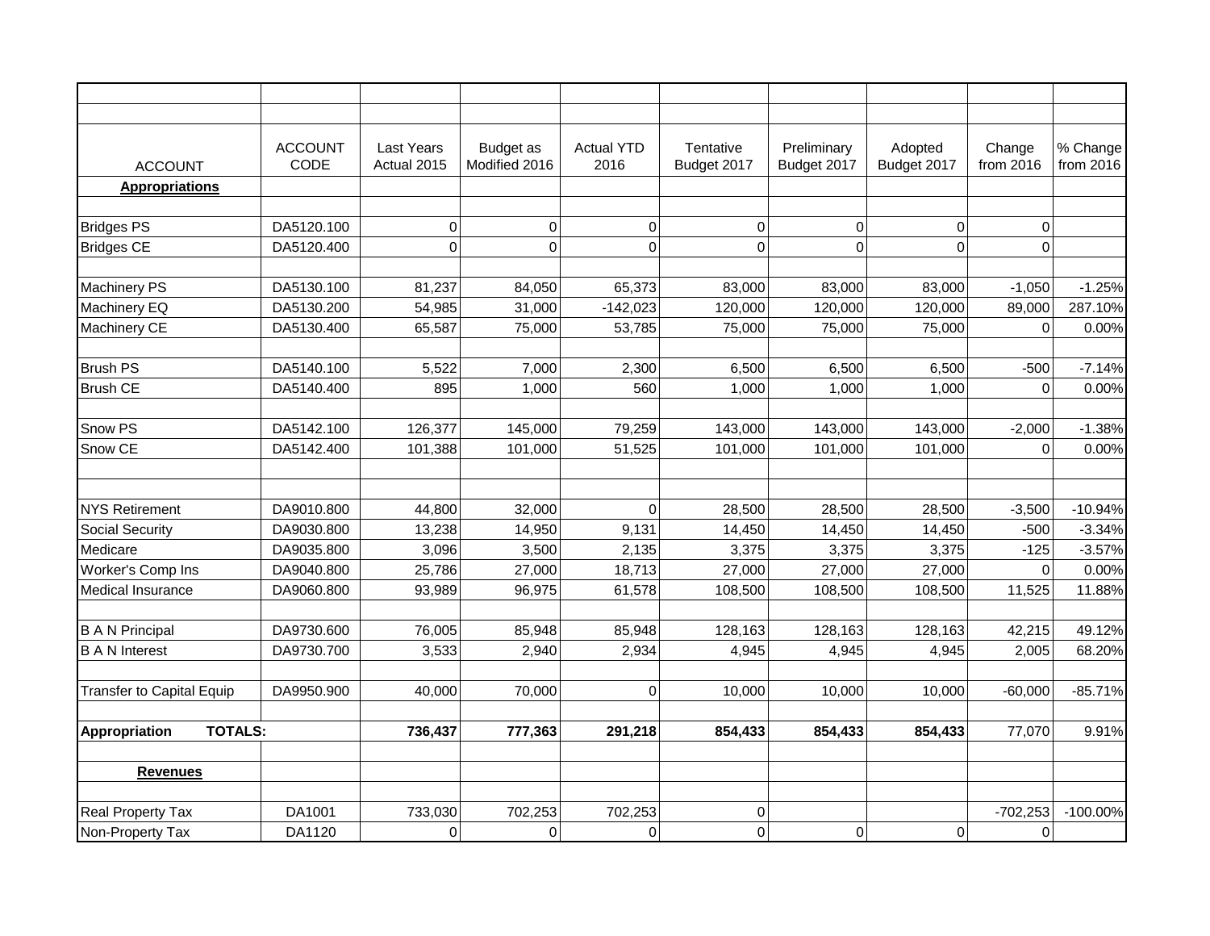| ACCOUNT | ACCOUNT CODE | Last Years Actual 2015 | Budget as Modified 2016 | Actual YTD 2016 | Tentative Budget 2017 | Preliminary Budget 2017 | Adopted Budget 2017 | Change from 2016 | % Change from 2016 |
|---|---|---|---|---|---|---|---|---|---|
| **Appropriations** | | | | | | | | | |
| | | | | | | | | | |
| Bridges PS | DA5120.100 | 0 | 0 | 0 | 0 | 0 | 0 | 0 | |
| Bridges CE | DA5120.400 | 0 | 0 | 0 | 0 | 0 | 0 | 0 | |
| | | | | | | | | | |
| Machinery PS | DA5130.100 | 81,237 | 84,050 | 65,373 | 83,000 | 83,000 | 83,000 | -1,050 | -1.25% |
| Machinery EQ | DA5130.200 | 54,985 | 31,000 | -142,023 | 120,000 | 120,000 | 120,000 | 89,000 | 287.10% |
| Machinery CE | DA5130.400 | 65,587 | 75,000 | 53,785 | 75,000 | 75,000 | 75,000 | 0 | 0.00% |
| | | | | | | | | | |
| Brush PS | DA5140.100 | 5,522 | 7,000 | 2,300 | 6,500 | 6,500 | 6,500 | -500 | -7.14% |
| Brush CE | DA5140.400 | 895 | 1,000 | 560 | 1,000 | 1,000 | 1,000 | 0 | 0.00% |
| | | | | | | | | | |
| Snow PS | DA5142.100 | 126,377 | 145,000 | 79,259 | 143,000 | 143,000 | 143,000 | -2,000 | -1.38% |
| Snow CE | DA5142.400 | 101,388 | 101,000 | 51,525 | 101,000 | 101,000 | 101,000 | 0 | 0.00% |
| | | | | | | | | | |
| | | | | | | | | | |
| NYS Retirement | DA9010.800 | 44,800 | 32,000 | 0 | 28,500 | 28,500 | 28,500 | -3,500 | -10.94% |
| Social Security | DA9030.800 | 13,238 | 14,950 | 9,131 | 14,450 | 14,450 | 14,450 | -500 | -3.34% |
| Medicare | DA9035.800 | 3,096 | 3,500 | 2,135 | 3,375 | 3,375 | 3,375 | -125 | -3.57% |
| Worker's Comp Ins | DA9040.800 | 25,786 | 27,000 | 18,713 | 27,000 | 27,000 | 27,000 | 0 | 0.00% |
| Medical Insurance | DA9060.800 | 93,989 | 96,975 | 61,578 | 108,500 | 108,500 | 108,500 | 11,525 | 11.88% |
| | | | | | | | | | |
| B A N Principal | DA9730.600 | 76,005 | 85,948 | 85,948 | 128,163 | 128,163 | 128,163 | 42,215 | 49.12% |
| B A N Interest | DA9730.700 | 3,533 | 2,940 | 2,934 | 4,945 | 4,945 | 4,945 | 2,005 | 68.20% |
| | | | | | | | | | |
| Transfer to Capital Equip | DA9950.900 | 40,000 | 70,000 | 0 | 10,000 | 10,000 | 10,000 | -60,000 | -85.71% |
| | | | | | | | | | |
| **Appropriation TOTALS:** | | **736,437** | **777,363** | **291,218** | **854,433** | **854,433** | **854,433** | 77,070 | 9.91% |
| | | | | | | | | | |
| **Revenues** | | | | | | | | | |
| | | | | | | | | | |
| Real Property Tax | DA1001 | 733,030 | 702,253 | 702,253 | 0 | | | -702,253 | -100.00% |
| Non-Property Tax | DA1120 | 0 | 0 | 0 | 0 | 0 | 0 | 0 | |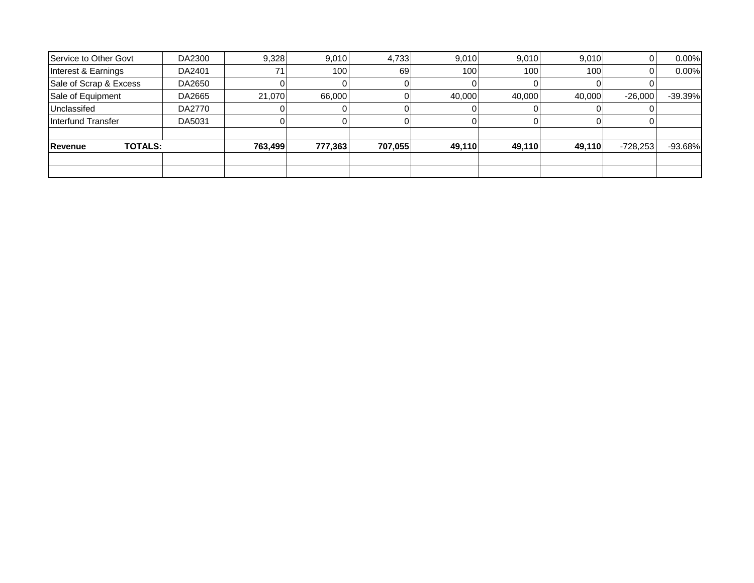| | | | | | | | | | |
|---|---|---|---|---|---|---|---|---|---|
| Service to Other Govt | DA2300 | 9,328 | 9,010 | 4,733 | 9,010 | 9,010 | 9,010 | 0 | 0.00% |
| Interest & Earnings | DA2401 | 71 | 100 | 69 | 100 | 100 | 100 | 0 | 0.00% |
| Sale of Scrap & Excess | DA2650 | 0 | 0 | 0 | 0 | 0 | 0 | 0 | |
| Sale of Equipment | DA2665 | 21,070 | 66,000 | 0 | 40,000 | 40,000 | 40,000 | -26,000 | -39.39% |
| Unclassifed | DA2770 | 0 | 0 | 0 | 0 | 0 | 0 | 0 | |
| Interfund Transfer | DA5031 | 0 | 0 | 0 | 0 | 0 | 0 | 0 | |
| | | | | | | | | | |
| **Revenue TOTALS:** | | **763,499** | **777,363** | **707,055** | **49,110** | **49,110** | **49,110** | -728,253 | -93.68% |
| | | | | | | | | | |
| | | | | | | | | | |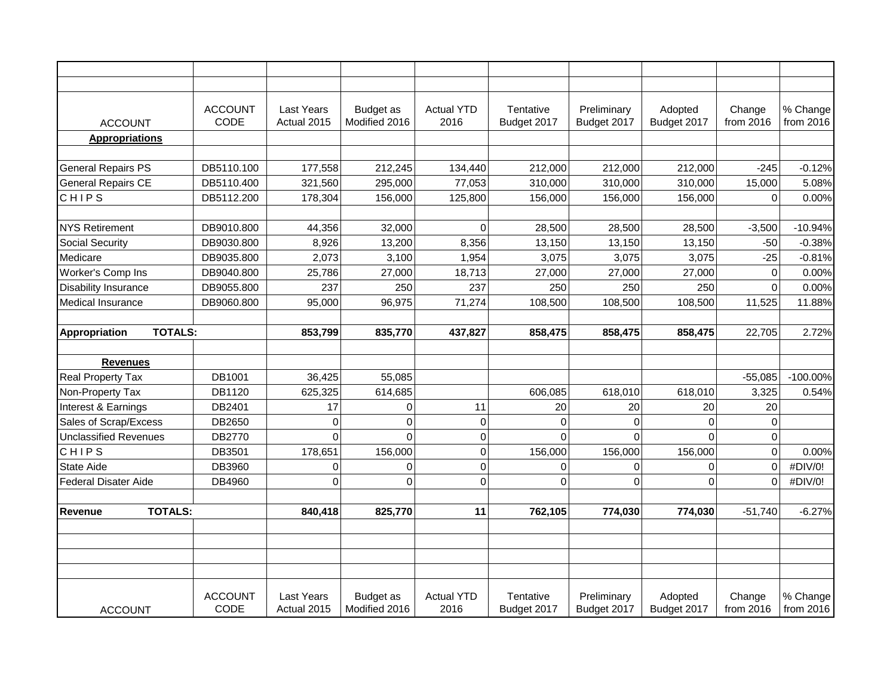| ACCOUNT | ACCOUNT CODE | Last Years Actual 2015 | Budget as Modified 2016 | Actual YTD 2016 | Tentative Budget 2017 | Preliminary Budget 2017 | Adopted Budget 2017 | Change from 2016 | % Change from 2016 |
|---|---|---|---|---|---|---|---|---|---|
| **Appropriations** | | | | | | | | | |
| | | | | | | | | | |
| General Repairs PS | DB5110.100 | 177,558 | 212,245 | 134,440 | 212,000 | 212,000 | 212,000 | -245 | -0.12% |
| General Repairs CE | DB5110.400 | 321,560 | 295,000 | 77,053 | 310,000 | 310,000 | 310,000 | 15,000 | 5.08% |
| C H I P S | DB5112.200 | 178,304 | 156,000 | 125,800 | 156,000 | 156,000 | 156,000 | 0 | 0.00% |
| | | | | | | | | | |
| NYS Retirement | DB9010.800 | 44,356 | 32,000 | 0 | 28,500 | 28,500 | 28,500 | -3,500 | -10.94% |
| Social Security | DB9030.800 | 8,926 | 13,200 | 8,356 | 13,150 | 13,150 | 13,150 | -50 | -0.38% |
| Medicare | DB9035.800 | 2,073 | 3,100 | 1,954 | 3,075 | 3,075 | 3,075 | -25 | -0.81% |
| Worker's Comp Ins | DB9040.800 | 25,786 | 27,000 | 18,713 | 27,000 | 27,000 | 27,000 | 0 | 0.00% |
| Disability Insurance | DB9055.800 | 237 | 250 | 237 | 250 | 250 | 250 | 0 | 0.00% |
| Medical Insurance | DB9060.800 | 95,000 | 96,975 | 71,274 | 108,500 | 108,500 | 108,500 | 11,525 | 11.88% |
| | | | | | | | | | |
| **Appropriation TOTALS:** | | **853,799** | **835,770** | **437,827** | **858,475** | **858,475** | **858,475** | 22,705 | 2.72% |
| | | | | | | | | | |
| **Revenues** | | | | | | | | | |
| Real Property Tax | DB1001 | 36,425 | 55,085 | | | | | -55,085 | -100.00% |
| Non-Property Tax | DB1120 | 625,325 | 614,685 | | 606,085 | 618,010 | 618,010 | 3,325 | 0.54% |
| Interest & Earnings | DB2401 | 17 | 0 | 11 | 20 | 20 | 20 | 20 | |
| Sales of Scrap/Excess | DB2650 | 0 | 0 | 0 | 0 | 0 | 0 | 0 | |
| Unclassified Revenues | DB2770 | 0 | 0 | 0 | 0 | 0 | 0 | 0 | |
| C H I P S | DB3501 | 178,651 | 156,000 | 0 | 156,000 | 156,000 | 156,000 | 0 | 0.00% |
| State Aide | DB3960 | 0 | 0 | 0 | 0 | 0 | 0 | 0 | #DIV/0! |
| Federal Disater Aide | DB4960 | 0 | 0 | 0 | 0 | 0 | 0 | 0 | #DIV/0! |
| | | | | | | | | | |
| **Revenue TOTALS:** | | **840,418** | **825,770** | **11** | **762,105** | **774,030** | **774,030** | -51,740 | -6.27% |
| | | | | | | | | | |
| | | | | | | | | | |
| | | | | | | | | | |
| | | | | | | | | | |
| ACCOUNT | ACCOUNT CODE | Last Years Actual 2015 | Budget as Modified 2016 | Actual YTD 2016 | Tentative Budget 2017 | Preliminary Budget 2017 | Adopted Budget 2017 | Change from 2016 | % Change from 2016 |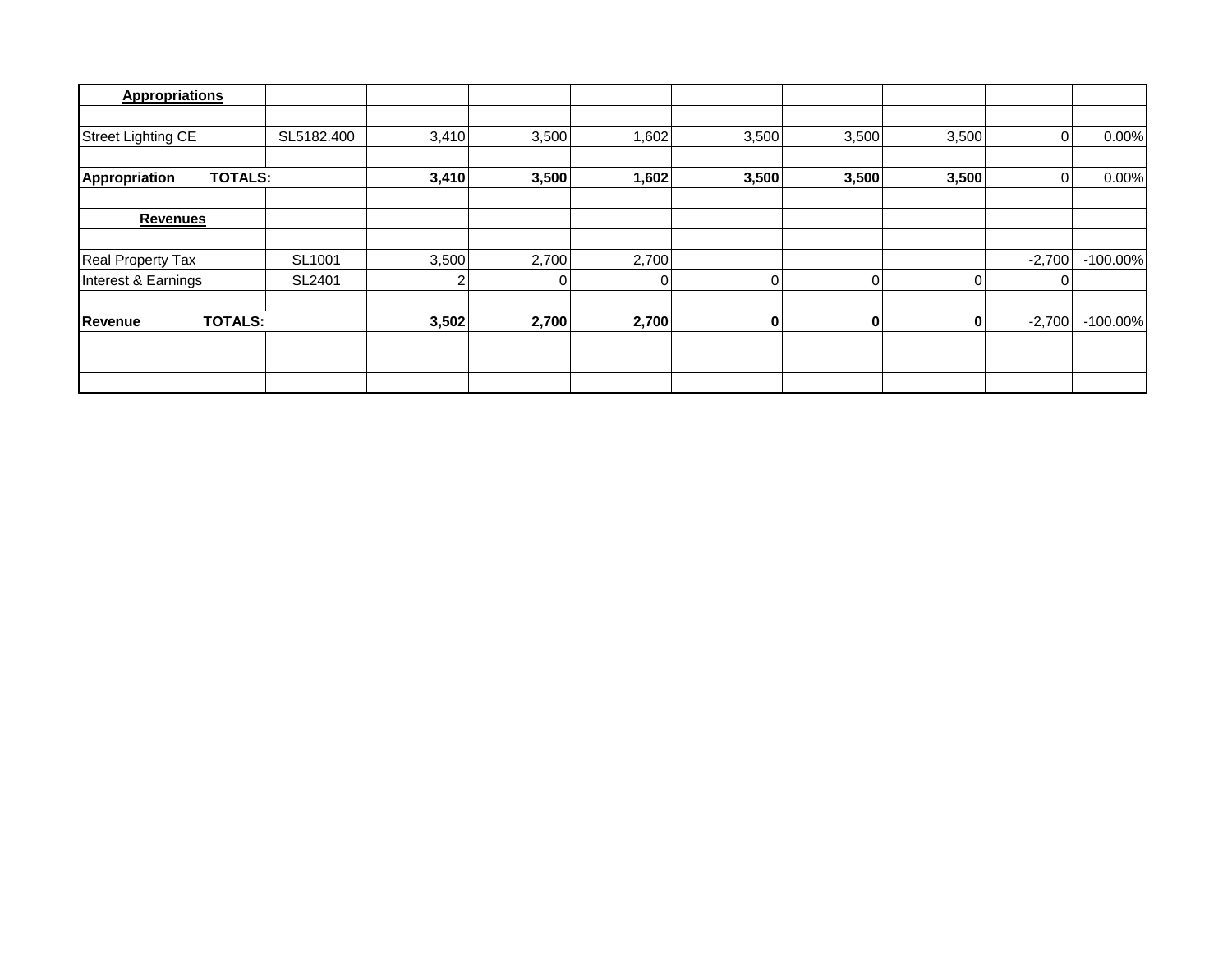| Appropriations | | | | | | | | | |
|---|---|---|---|---|---|---|---|---|---|
| | | | | | | | | | |
| Street Lighting CE | SL5182.400 | 3,410 | 3,500 | 1,602 | 3,500 | 3,500 | 3,500 | 0 | 0.00% |
| | | | | | | | | | |
| **Appropriation TOTALS:** | | **3,410** | **3,500** | **1,602** | **3,500** | **3,500** | **3,500** | 0 | 0.00% |
| | | | | | | | | | |
| **Revenues** | | | | | | | | | |
| | | | | | | | | | |
| Real Property Tax | SL1001 | 3,500 | 2,700 | 2,700 | | | | -2,700 | -100.00% |
| Interest & Earnings | SL2401 | 2 | 0 | 0 | 0 | 0 | 0 | 0 | |
| | | | | | | | | | |
| **Revenue TOTALS:** | | **3,502** | **2,700** | **2,700** | **0** | **0** | **0** | -2,700 | -100.00% |
| | | | | | | | | | |
| | | | | | | | | | |
| | | | | | | | | | |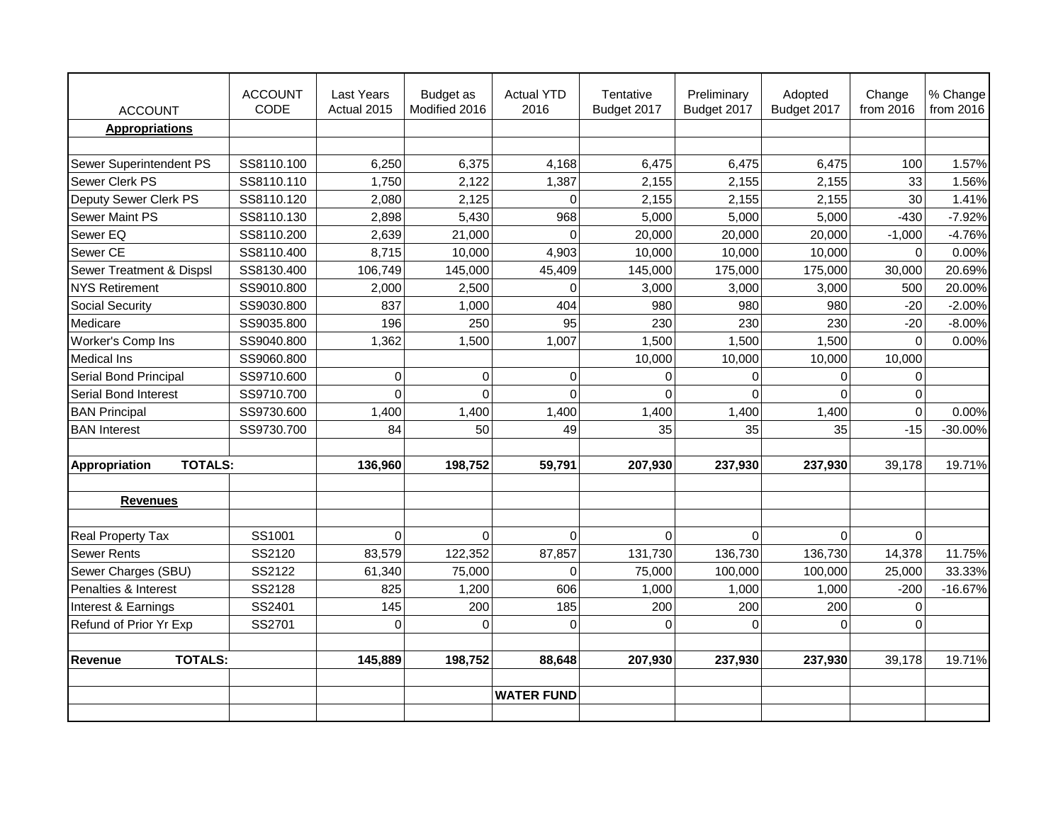| ACCOUNT | ACCOUNT CODE | Last Years Actual 2015 | Budget as Modified 2016 | Actual YTD 2016 | Tentative Budget 2017 | Preliminary Budget 2017 | Adopted Budget 2017 | Change from 2016 | % Change from 2016 |
|---|---|---|---|---|---|---|---|---|---|
| **Appropriations** | | | | | | | | | |
| | | | | | | | | | |
| Sewer Superintendent PS | SS8110.100 | 6,250 | 6,375 | 4,168 | 6,475 | 6,475 | 6,475 | 100 | 1.57% |
| Sewer Clerk PS | SS8110.110 | 1,750 | 2,122 | 1,387 | 2,155 | 2,155 | 2,155 | 33 | 1.56% |
| Deputy Sewer Clerk PS | SS8110.120 | 2,080 | 2,125 | 0 | 2,155 | 2,155 | 2,155 | 30 | 1.41% |
| Sewer Maint PS | SS8110.130 | 2,898 | 5,430 | 968 | 5,000 | 5,000 | 5,000 | -430 | -7.92% |
| Sewer EQ | SS8110.200 | 2,639 | 21,000 | 0 | 20,000 | 20,000 | 20,000 | -1,000 | -4.76% |
| Sewer CE | SS8110.400 | 8,715 | 10,000 | 4,903 | 10,000 | 10,000 | 10,000 | 0 | 0.00% |
| Sewer Treatment & Dispsl | SS8130.400 | 106,749 | 145,000 | 45,409 | 145,000 | 175,000 | 175,000 | 30,000 | 20.69% |
| NYS Retirement | SS9010.800 | 2,000 | 2,500 | 0 | 3,000 | 3,000 | 3,000 | 500 | 20.00% |
| Social Security | SS9030.800 | 837 | 1,000 | 404 | 980 | 980 | 980 | -20 | -2.00% |
| Medicare | SS9035.800 | 196 | 250 | 95 | 230 | 230 | 230 | -20 | -8.00% |
| Worker's Comp Ins | SS9040.800 | 1,362 | 1,500 | 1,007 | 1,500 | 1,500 | 1,500 | 0 | 0.00% |
| Medical Ins | SS9060.800 | | | | 10,000 | 10,000 | 10,000 | 10,000 | |
| Serial Bond Principal | SS9710.600 | 0 | 0 | 0 | 0 | 0 | 0 | 0 | |
| Serial Bond Interest | SS9710.700 | 0 | 0 | 0 | 0 | 0 | 0 | 0 | |
| BAN Principal | SS9730.600 | 1,400 | 1,400 | 1,400 | 1,400 | 1,400 | 1,400 | 0 | 0.00% |
| BAN Interest | SS9730.700 | 84 | 50 | 49 | 35 | 35 | 35 | -15 | -30.00% |
| | | | | | | | | | |
| **Appropriation TOTALS:** | | **136,960** | **198,752** | **59,791** | **207,930** | **237,930** | **237,930** | 39,178 | 19.71% |
| | | | | | | | | | |
| **Revenues** | | | | | | | | | |
| | | | | | | | | | |
| Real Property Tax | SS1001 | 0 | 0 | 0 | 0 | 0 | 0 | 0 | |
| Sewer Rents | SS2120 | 83,579 | 122,352 | 87,857 | 131,730 | 136,730 | 136,730 | 14,378 | 11.75% |
| Sewer Charges (SBU) | SS2122 | 61,340 | 75,000 | 0 | 75,000 | 100,000 | 100,000 | 25,000 | 33.33% |
| Penalties & Interest | SS2128 | 825 | 1,200 | 606 | 1,000 | 1,000 | 1,000 | -200 | -16.67% |
| Interest & Earnings | SS2401 | 145 | 200 | 185 | 200 | 200 | 200 | 0 | |
| Refund of Prior Yr Exp | SS2701 | 0 | 0 | 0 | 0 | 0 | 0 | 0 | |
| | | | | | | | | | |
| **Revenue TOTALS:** | | **145,889** | **198,752** | **88,648** | **207,930** | **237,930** | **237,930** | 39,178 | 19.71% |
| | | | | | | | | | |
| | | | | **WATER FUND** | | | | | |
| | | | | | | | | | |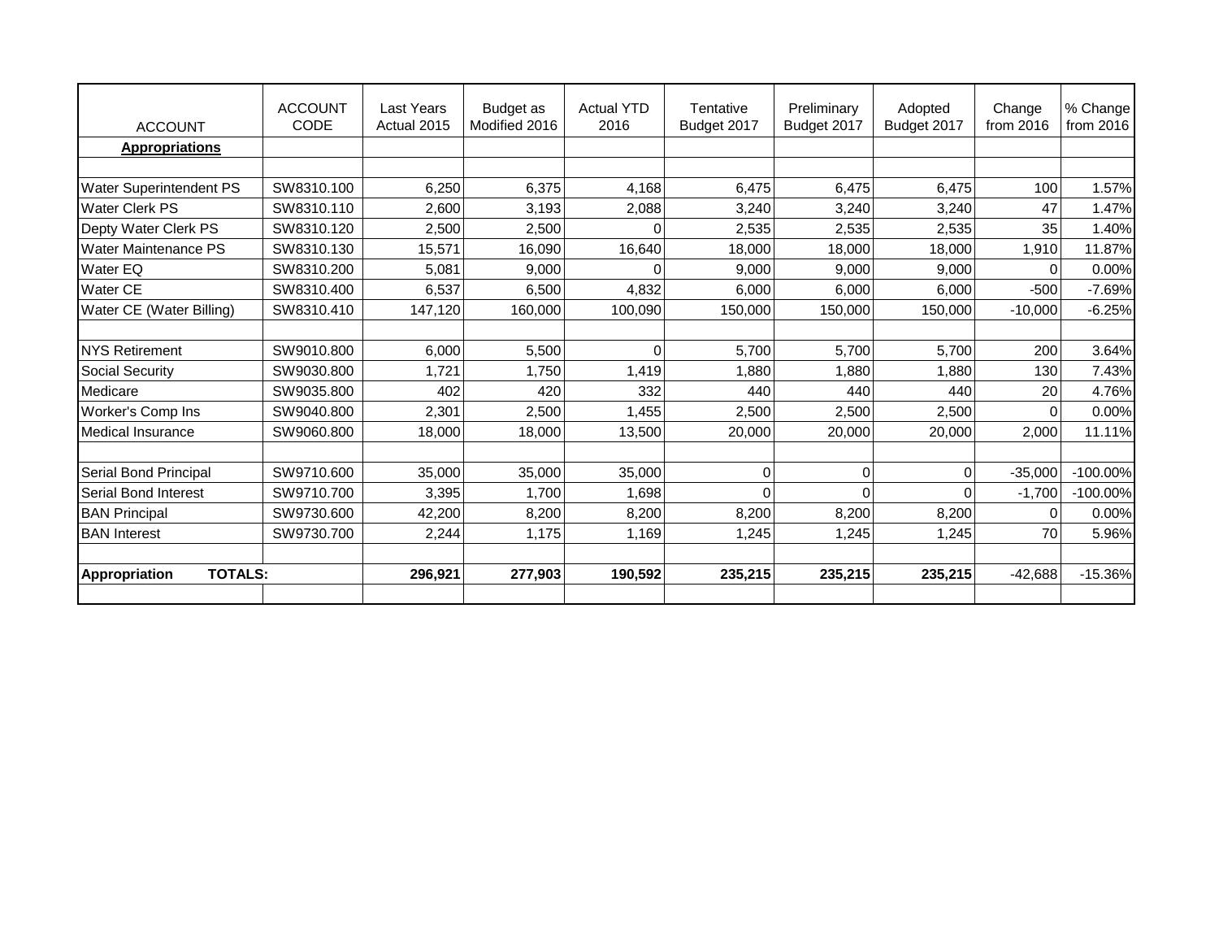| ACCOUNT | ACCOUNT CODE | Last Years Actual 2015 | Budget as Modified 2016 | Actual YTD 2016 | Tentative Budget 2017 | Preliminary Budget 2017 | Adopted Budget 2017 | Change from 2016 | % Change from 2016 |
|---|---|---|---|---|---|---|---|---|---|
| **Appropriations** | | | | | | | | | |
| | | | | | | | | | |
| Water Superintendent PS | SW8310.100 | 6,250 | 6,375 | 4,168 | 6,475 | 6,475 | 6,475 | 100 | 1.57% |
| Water Clerk PS | SW8310.110 | 2,600 | 3,193 | 2,088 | 3,240 | 3,240 | 3,240 | 47 | 1.47% |
| Depty Water Clerk PS | SW8310.120 | 2,500 | 2,500 | 0 | 2,535 | 2,535 | 2,535 | 35 | 1.40% |
| Water Maintenance PS | SW8310.130 | 15,571 | 16,090 | 16,640 | 18,000 | 18,000 | 18,000 | 1,910 | 11.87% |
| Water EQ | SW8310.200 | 5,081 | 9,000 | 0 | 9,000 | 9,000 | 9,000 | 0 | 0.00% |
| Water CE | SW8310.400 | 6,537 | 6,500 | 4,832 | 6,000 | 6,000 | 6,000 | -500 | -7.69% |
| Water CE (Water Billing) | SW8310.410 | 147,120 | 160,000 | 100,090 | 150,000 | 150,000 | 150,000 | -10,000 | -6.25% |
| | | | | | | | | | |
| NYS Retirement | SW9010.800 | 6,000 | 5,500 | 0 | 5,700 | 5,700 | 5,700 | 200 | 3.64% |
| Social Security | SW9030.800 | 1,721 | 1,750 | 1,419 | 1,880 | 1,880 | 1,880 | 130 | 7.43% |
| Medicare | SW9035.800 | 402 | 420 | 332 | 440 | 440 | 440 | 20 | 4.76% |
| Worker's Comp Ins | SW9040.800 | 2,301 | 2,500 | 1,455 | 2,500 | 2,500 | 2,500 | 0 | 0.00% |
| Medical Insurance | SW9060.800 | 18,000 | 18,000 | 13,500 | 20,000 | 20,000 | 20,000 | 2,000 | 11.11% |
| | | | | | | | | | |
| Serial Bond Principal | SW9710.600 | 35,000 | 35,000 | 35,000 | 0 | 0 | 0 | -35,000 | -100.00% |
| Serial Bond Interest | SW9710.700 | 3,395 | 1,700 | 1,698 | 0 | 0 | 0 | -1,700 | -100.00% |
| BAN Principal | SW9730.600 | 42,200 | 8,200 | 8,200 | 8,200 | 8,200 | 8,200 | 0 | 0.00% |
| BAN Interest | SW9730.700 | 2,244 | 1,175 | 1,169 | 1,245 | 1,245 | 1,245 | 70 | 5.96% |
| | | | | | | | | | |
| **Appropriation TOTALS:** | | **296,921** | **277,903** | **190,592** | **235,215** | **235,215** | **235,215** | -42,688 | -15.36% |
| | | | | | | | | | |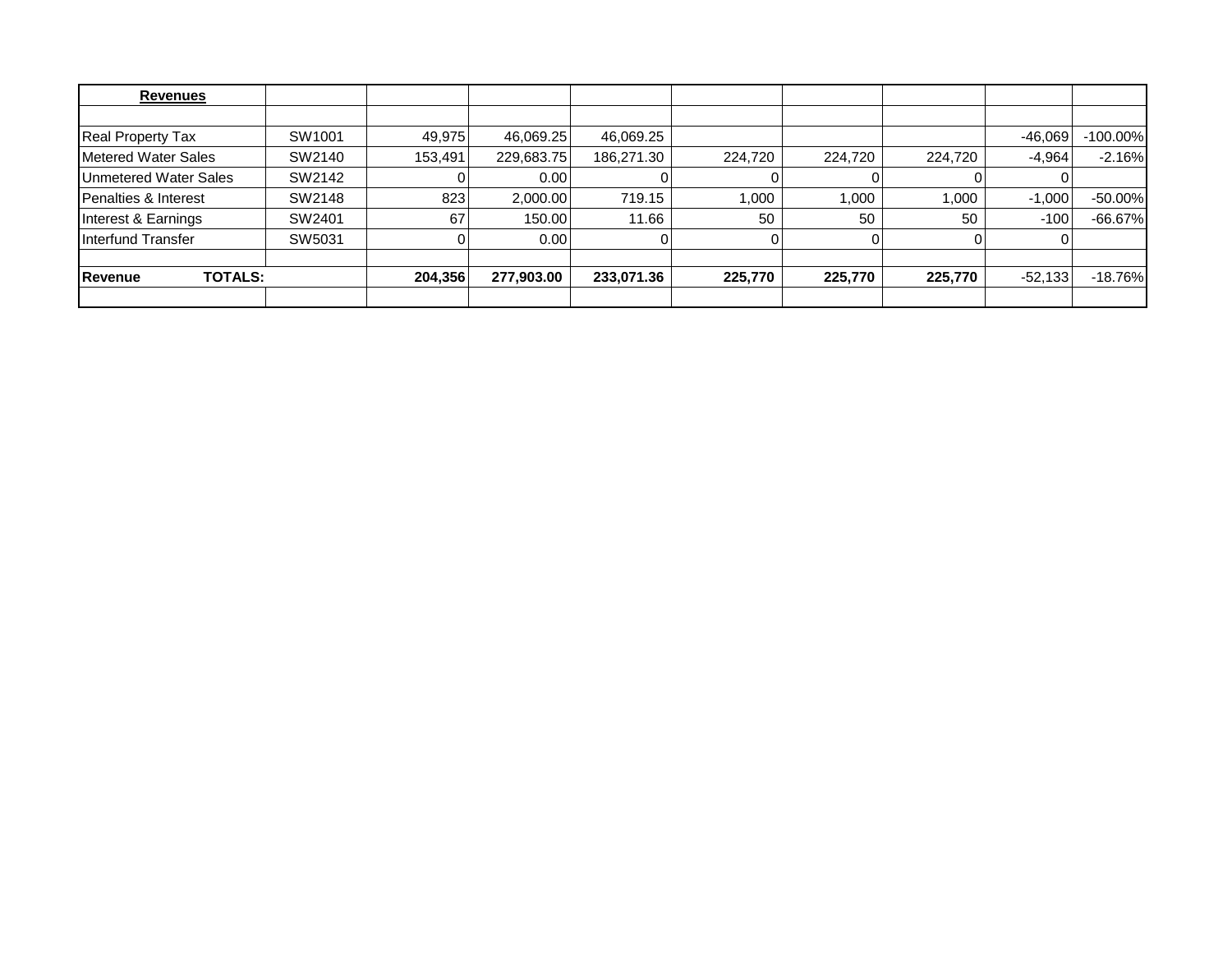| **Revenues** | | | | | | | | | |
|---|---|---|---|---|---|---|---|---|---|
| | | | | | | | | | |
| Real Property Tax | SW1001 | 49,975 | 46,069.25 | 46,069.25 | | | | -46,069 | -100.00% |
| Metered Water Sales | SW2140 | 153,491 | 229,683.75 | 186,271.30 | 224,720 | 224,720 | 224,720 | -4,964 | -2.16% |
| Unmetered Water Sales | SW2142 | 0 | 0.00 | 0 | 0 | 0 | 0 | 0 | |
| Penalties & Interest | SW2148 | 823 | 2,000.00 | 719.15 | 1,000 | 1,000 | 1,000 | -1,000 | -50.00% |
| Interest & Earnings | SW2401 | 67 | 150.00 | 11.66 | 50 | 50 | 50 | -100 | -66.67% |
| Interfund Transfer | SW5031 | 0 | 0.00 | 0 | 0 | 0 | 0 | 0 | |
| | | | | | | | | | |
| **Revenue TOTALS:** | | **204,356** | **277,903.00** | **233,071.36** | **225,770** | **225,770** | **225,770** | -52,133 | -18.76% |
| | | | | | | | | | |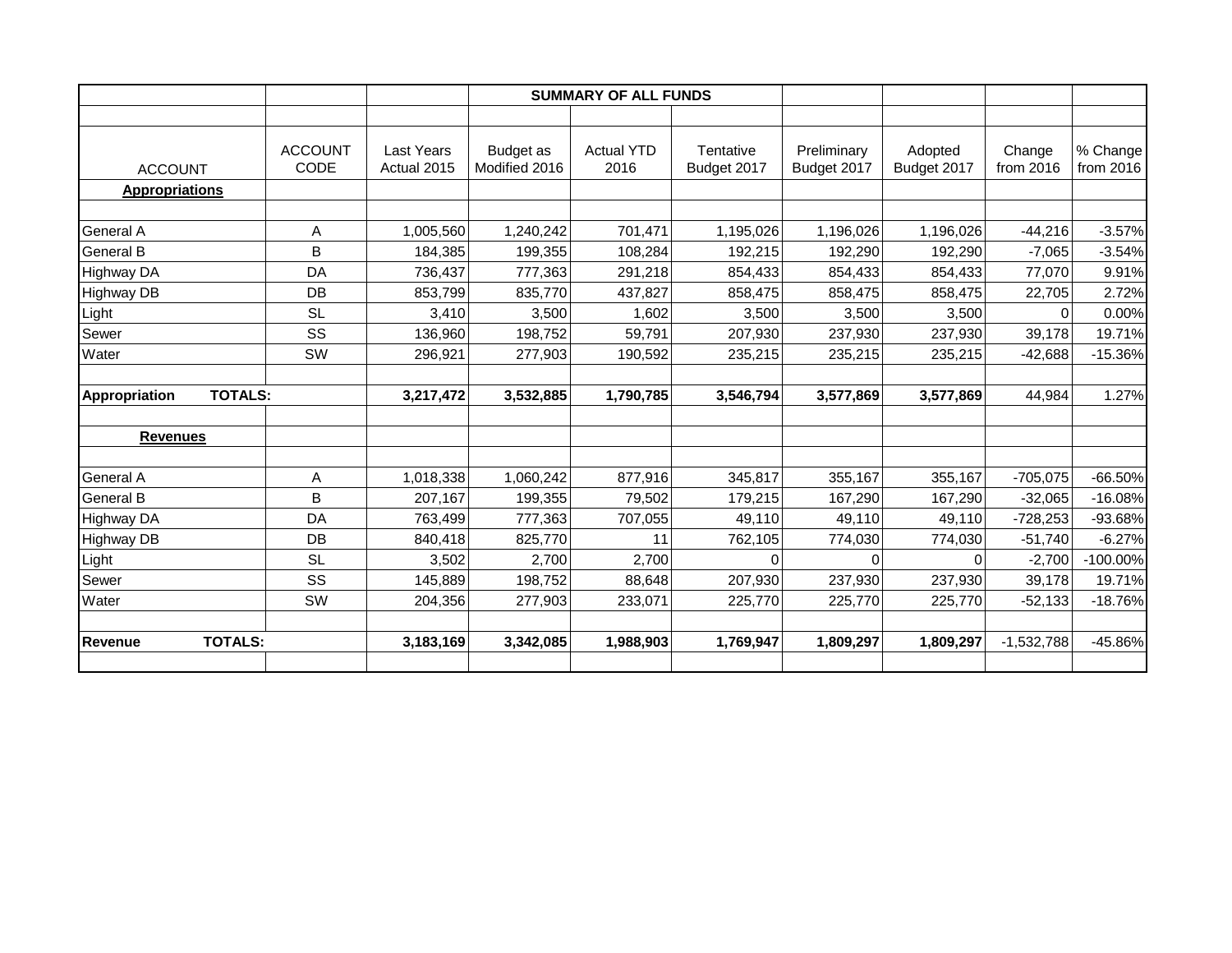| | | | SUMMARY OF ALL FUNDS | | | | | | |
|---|---|---|---|---|---|---|---|---|---|
| ACCOUNT | ACCOUNT CODE | Last Years Actual 2015 | Budget as Modified 2016 | Actual YTD 2016 | Tentative Budget 2017 | Preliminary Budget 2017 | Adopted Budget 2017 | Change from 2016 | % Change from 2016 |
| **Appropriations** | | | | | | | | | |
| General A | A | 1,005,560 | 1,240,242 | 701,471 | 1,195,026 | 1,196,026 | 1,196,026 | -44,216 | -3.57% |
| General B | B | 184,385 | 199,355 | 108,284 | 192,215 | 192,290 | 192,290 | -7,065 | -3.54% |
| Highway DA | DA | 736,437 | 777,363 | 291,218 | 854,433 | 854,433 | 854,433 | 77,070 | 9.91% |
| Highway DB | DB | 853,799 | 835,770 | 437,827 | 858,475 | 858,475 | 858,475 | 22,705 | 2.72% |
| Light | SL | 3,410 | 3,500 | 1,602 | 3,500 | 3,500 | 3,500 | 0 | 0.00% |
| Sewer | SS | 136,960 | 198,752 | 59,791 | 207,930 | 237,930 | 237,930 | 39,178 | 19.71% |
| Water | SW | 296,921 | 277,903 | 190,592 | 235,215 | 235,215 | 235,215 | -42,688 | -15.36% |
| **Appropriation TOTALS:** | | **3,217,472** | **3,532,885** | **1,790,785** | **3,546,794** | **3,577,869** | **3,577,869** | 44,984 | 1.27% |
| **Revenues** | | | | | | | | | |
| General A | A | 1,018,338 | 1,060,242 | 877,916 | 345,817 | 355,167 | 355,167 | -705,075 | -66.50% |
| General B | B | 207,167 | 199,355 | 79,502 | 179,215 | 167,290 | 167,290 | -32,065 | -16.08% |
| Highway DA | DA | 763,499 | 777,363 | 707,055 | 49,110 | 49,110 | 49,110 | -728,253 | -93.68% |
| Highway DB | DB | 840,418 | 825,770 | 11 | 762,105 | 774,030 | 774,030 | -51,740 | -6.27% |
| Light | SL | 3,502 | 2,700 | 2,700 | 0 | 0 | 0 | -2,700 | -100.00% |
| Sewer | SS | 145,889 | 198,752 | 88,648 | 207,930 | 237,930 | 237,930 | 39,178 | 19.71% |
| Water | SW | 204,356 | 277,903 | 233,071 | 225,770 | 225,770 | 225,770 | -52,133 | -18.76% |
| **Revenue TOTALS:** | | **3,183,169** | **3,342,085** | **1,988,903** | **1,769,947** | **1,809,297** | **1,809,297** | -1,532,788 | -45.86% |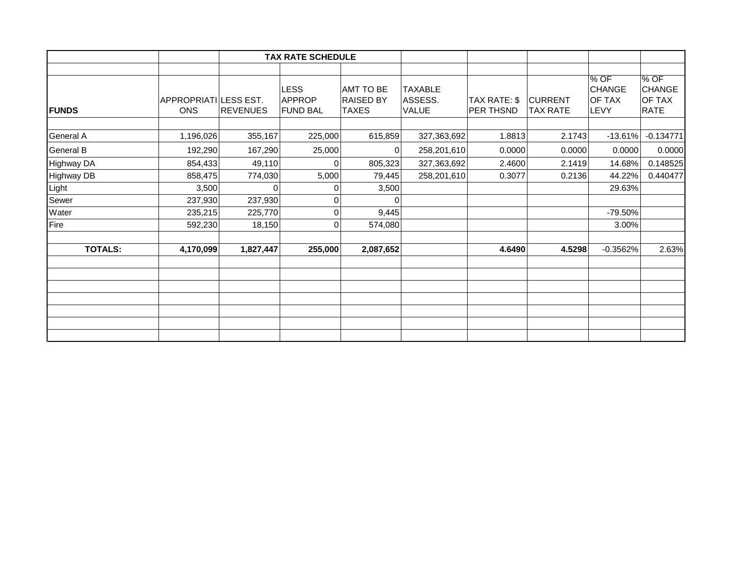## TAX RATE SCHEDULE

| FUNDS | APPROPRIATIONS | LESS EST. REVENUES | LESS APPROP FUND BAL | AMT TO BE RAISED BY TAXES | TAXABLE ASSESS. VALUE | TAX RATE: $ PER THSND | CURRENT TAX RATE | % OF CHANGE OF TAX LEVY | % OF CHANGE OF TAX RATE |
|---|---|---|---|---|---|---|---|---|---|
| General A | 1,196,026 | 355,167 | 225,000 | 615,859 | 327,363,692 | 1.8813 | 2.1743 | -13.61% | -0.134771 |
| General B | 192,290 | 167,290 | 25,000 | 0 | 258,201,610 | 0.0000 | 0.0000 | 0.0000 | 0.0000 |
| Highway DA | 854,433 | 49,110 | 0 | 805,323 | 327,363,692 | 2.4600 | 2.1419 | 14.68% | 0.148525 |
| Highway DB | 858,475 | 774,030 | 5,000 | 79,445 | 258,201,610 | 0.3077 | 0.2136 | 44.22% | 0.440477 |
| Light | 3,500 | 0 | 0 | 3,500 | | | | 29.63% | |
| Sewer | 237,930 | 237,930 | 0 | 0 | | | | | |
| Water | 235,215 | 225,770 | 0 | 9,445 | | | | -79.50% | |
| Fire | 592,230 | 18,150 | 0 | 574,080 | | | | 3.00% | |
| **TOTALS:** | **4,170,099** | **1,827,447** | **255,000** | **2,087,652** | | **4.6490** | **4.5298** | -0.3562% | 2.63% |